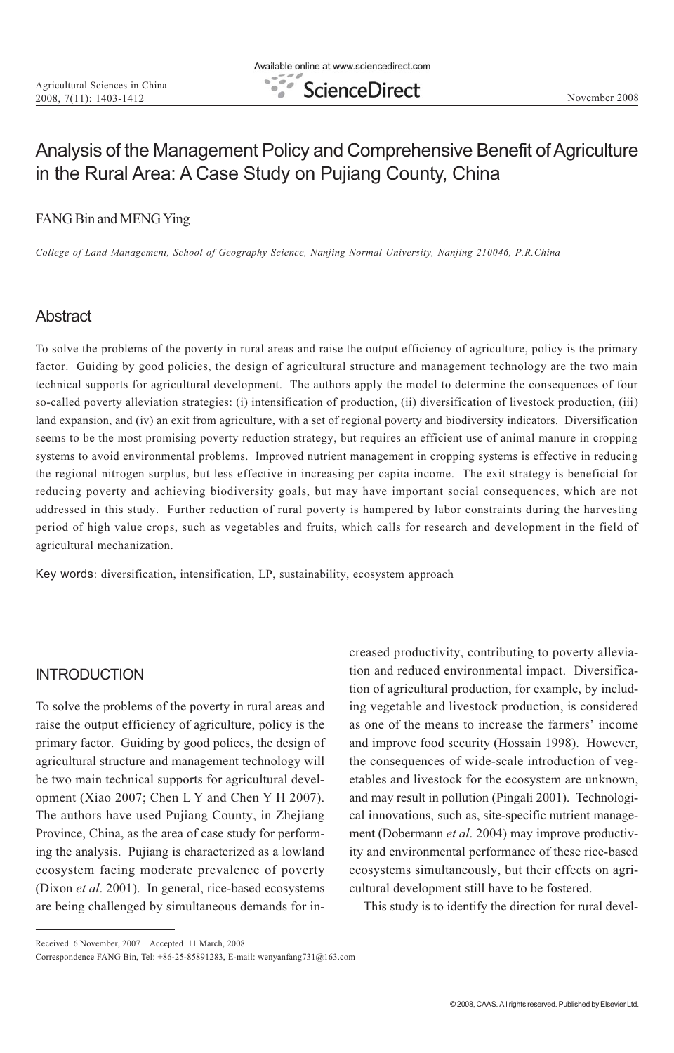# Analysis of the Management Policy and Comprehensive Benefit of Agriculture in the Rural Area: A Case Study on Pujiang County, China

FANG Bin and MENG Ying

*College of Land Management, School of Geography Science, Nanjing Normal University, Nanjing 210046, P.R.China*

## Abstract

To solve the problems of the poverty in rural areas and raise the output efficiency of agriculture, policy is the primary factor. Guiding by good policies, the design of agricultural structure and management technology are the two main technical supports for agricultural development. The authors apply the model to determine the consequences of four so-called poverty alleviation strategies: (i) intensification of production, (ii) diversification of livestock production, (iii) land expansion, and (iv) an exit from agriculture, with a set of regional poverty and biodiversity indicators. Diversification seems to be the most promising poverty reduction strategy, but requires an efficient use of animal manure in cropping systems to avoid environmental problems. Improved nutrient management in cropping systems is effective in reducing the regional nitrogen surplus, but less effective in increasing per capita income. The exit strategy is beneficial for reducing poverty and achieving biodiversity goals, but may have important social consequences, which are not addressed in this study. Further reduction of rural poverty is hampered by labor constraints during the harvesting period of high value crops, such as vegetables and fruits, which calls for research and development in the field of agricultural mechanization.

Key words: diversification, intensification, LP, sustainability, ecosystem approach

## INTRODUCTION

To solve the problems of the poverty in rural areas and raise the output efficiency of agriculture, policy is the primary factor. Guiding by good polices, the design of agricultural structure and management technology will be two main technical supports for agricultural development (Xiao 2007; Chen L Y and Chen Y H 2007). The authors have used Pujiang County, in Zhejiang Province, China, as the area of case study for performing the analysis. Pujiang is characterized as a lowland ecosystem facing moderate prevalence of poverty (Dixon *et al*. 2001). In general, rice-based ecosystems are being challenged by simultaneous demands for increased productivity, contributing to poverty alleviation and reduced environmental impact. Diversification of agricultural production, for example, by including vegetable and livestock production, is considered as one of the means to increase the farmers' income and improve food security (Hossain 1998). However, the consequences of wide-scale introduction of vegetables and livestock for the ecosystem are unknown, and may result in pollution (Pingali 2001). Technological innovations, such as, site-specific nutrient management (Dobermann *et al*. 2004) may improve productivity and environmental performance of these rice-based ecosystems simultaneously, but their effects on agricultural development still have to be fostered.

This study is to identify the direction for rural devel-

---

Received 6 November, 2007 Accepted 11 March, 2008

Correspondence FANG Bin, Tel: +86-25-85891283, E-mail: wenyanfang731@163.com

© 2008, CAAS. All rights reserved. Published by Elsevier Ltd.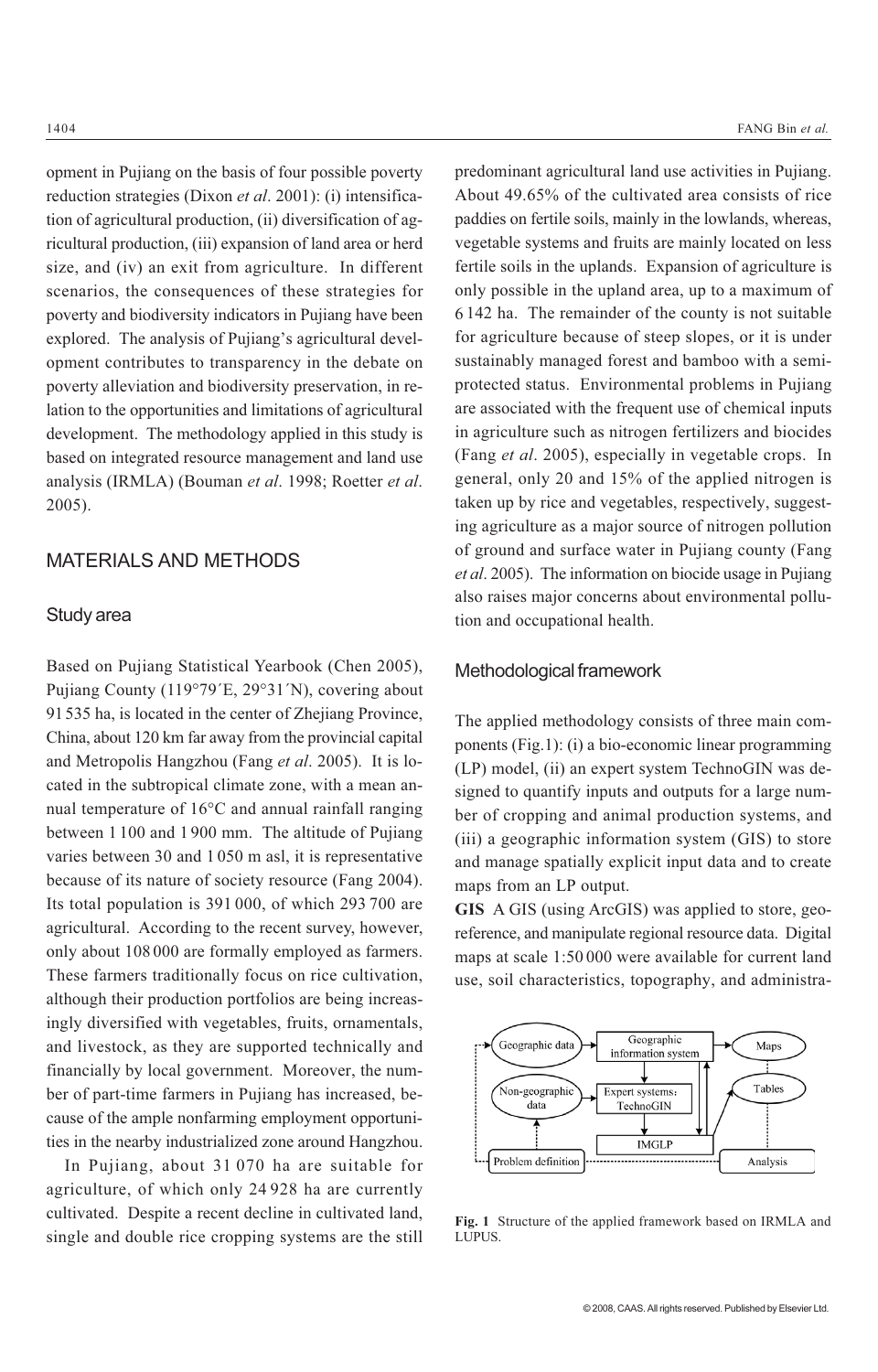opment in Pujiang on the basis of four possible poverty reduction strategies (Dixon *et al*. 2001): (i) intensification of agricultural production, (ii) diversification of agricultural production, (iii) expansion of land area or herd size, and (iv) an exit from agriculture. In different scenarios, the consequences of these strategies for poverty and biodiversity indicators in Pujiang have been explored. The analysis of Pujiang's agricultural development contributes to transparency in the debate on poverty alleviation and biodiversity preservation, in relation to the opportunities and limitations of agricultural development. The methodology applied in this study is based on integrated resource management and land use analysis (IRMLA) (Bouman *et al*. 1998; Roetter *et al*. 2005).

## MATERIALS AND METHODS

### Study area

Based on Pujiang Statistical Yearbook (Chen 2005), Pujiang County (119°79´E, 29°31´N), covering about 91 535 ha, is located in the center of Zhejiang Province, China, about 120 km far away from the provincial capital and Metropolis Hangzhou (Fang *et al*. 2005). It is located in the subtropical climate zone, with a mean annual temperature of 16°C and annual rainfall ranging between 1 100 and 1 900 mm. The altitude of Pujiang varies between 30 and 1 050 m asl, it is representative because of its nature of society resource (Fang 2004). Its total population is 391 000, of which 293 700 are agricultural. According to the recent survey, however, only about 108 000 are formally employed as farmers. These farmers traditionally focus on rice cultivation, although their production portfolios are being increasingly diversified with vegetables, fruits, ornamentals, and livestock, as they are supported technically and financially by local government. Moreover, the number of part-time farmers in Pujiang has increased, because of the ample nonfarming employment opportunities in the nearby industrialized zone around Hangzhou.

In Pujiang, about 31 070 ha are suitable for agriculture, of which only 24 928 ha are currently cultivated. Despite a recent decline in cultivated land, single and double rice cropping systems are the still predominant agricultural land use activities in Pujiang. About 49.65% of the cultivated area consists of rice paddies on fertile soils, mainly in the lowlands, whereas, vegetable systems and fruits are mainly located on less fertile soils in the uplands. Expansion of agriculture is only possible in the upland area, up to a maximum of 6 142 ha. The remainder of the county is not suitable for agriculture because of steep slopes, or it is under sustainably managed forest and bamboo with a semi-protected status. Environmental problems in Pujiang are associated with the frequent use of chemical inputs in agriculture such as nitrogen fertilizers and biocides (Fang *et al*. 2005), especially in vegetable crops. In general, only 20 and 15% of the applied nitrogen is taken up by rice and vegetables, respectively, suggesting agriculture as a major source of nitrogen pollution of ground and surface water in Pujiang county (Fang *et al*. 2005). The information on biocide usage in Pujiang also raises major concerns about environmental pollution and occupational health.

### Methodological framework

The applied methodology consists of three main components (Fig.1): (i) a bio-economic linear programming (LP) model, (ii) an expert system TechnoGIN was designed to quantify inputs and outputs for a large number of cropping and animal production systems, and (iii) a geographic information system (GIS) to store and manage spatially explicit input data and to create maps from an LP output.

**GIS** A GIS (using ArcGIS) was applied to store, georeference, and manipulate regional resource data. Digital maps at scale 1:50 000 were available for current land use, soil characteristics, topography, and administra-

Geographic data → Geographic information system → Maps
Non-geographic data → Expert systems: TechnoGIN → IMGLP → Tables
Problem definition → Analysis

**Fig. 1** Structure of the applied framework based on IRMLA and LUPUS.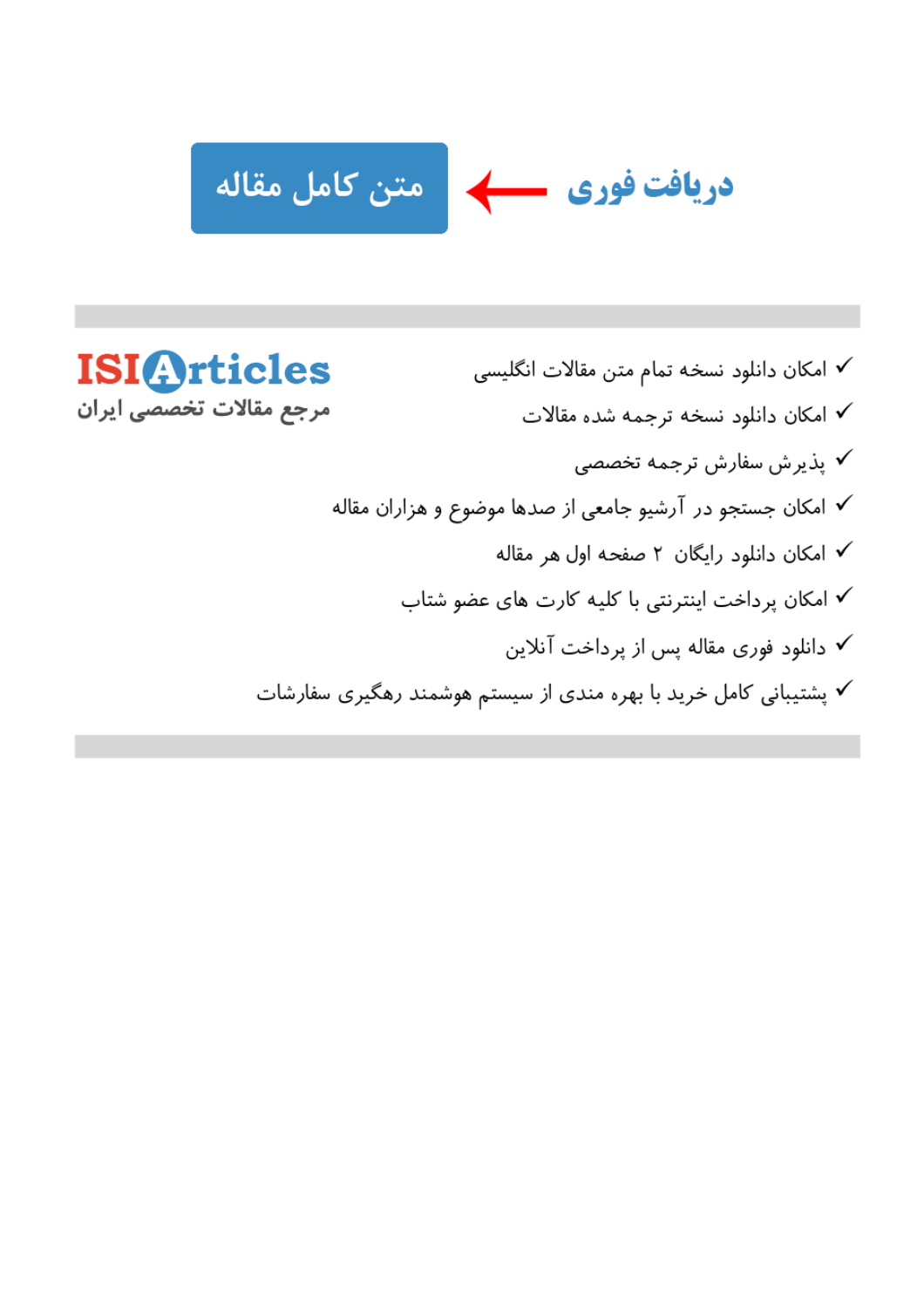دریافت فوری ← متن کامل مقاله

**ISIArticles**
مرجع مقالات تخصصی ایران

- ✓ امکان دانلود نسخه تمام متن مقالات انگلیسی
- ✓ امکان دانلود نسخه ترجمه شده مقالات
- ✓ پذیرش سفارش ترجمه تخصصی
- ✓ امکان جستجو در آرشیو جامعی از صدها موضوع و هزاران مقاله
- ✓ امکان دانلود رایگان ۲ صفحه اول هر مقاله
- ✓ امکان پرداخت اینترنتی با کلیه کارت های عضو شتاب
- ✓ دانلود فوری مقاله پس از پرداخت آنلاین
- ✓ پشتیبانی کامل خرید با بهره مندی از سیستم هوشمند رهگیری سفارشات